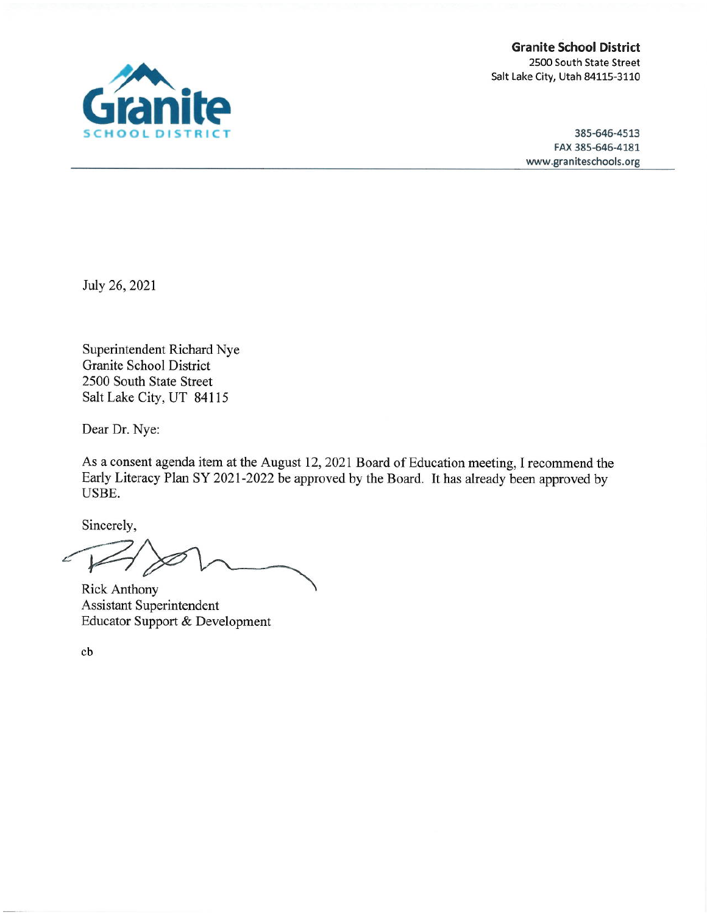**Granite School District**
2500 South State Street
Salt Lake City, Utah 84115-3110

385-646-4513
FAX 385-646-4181
www.graniteschools.org

July 26, 2021

Superintendent Richard Nye
Granite School District
2500 South State Street
Salt Lake City, UT 84115

Dear Dr. Nye:

As a consent agenda item at the August 12, 2021 Board of Education meeting, I recommend the Early Literacy Plan SY 2021-2022 be approved by the Board. It has already been approved by USBE.

Sincerely,

Rick Anthony
Assistant Superintendent
Educator Support & Development

cb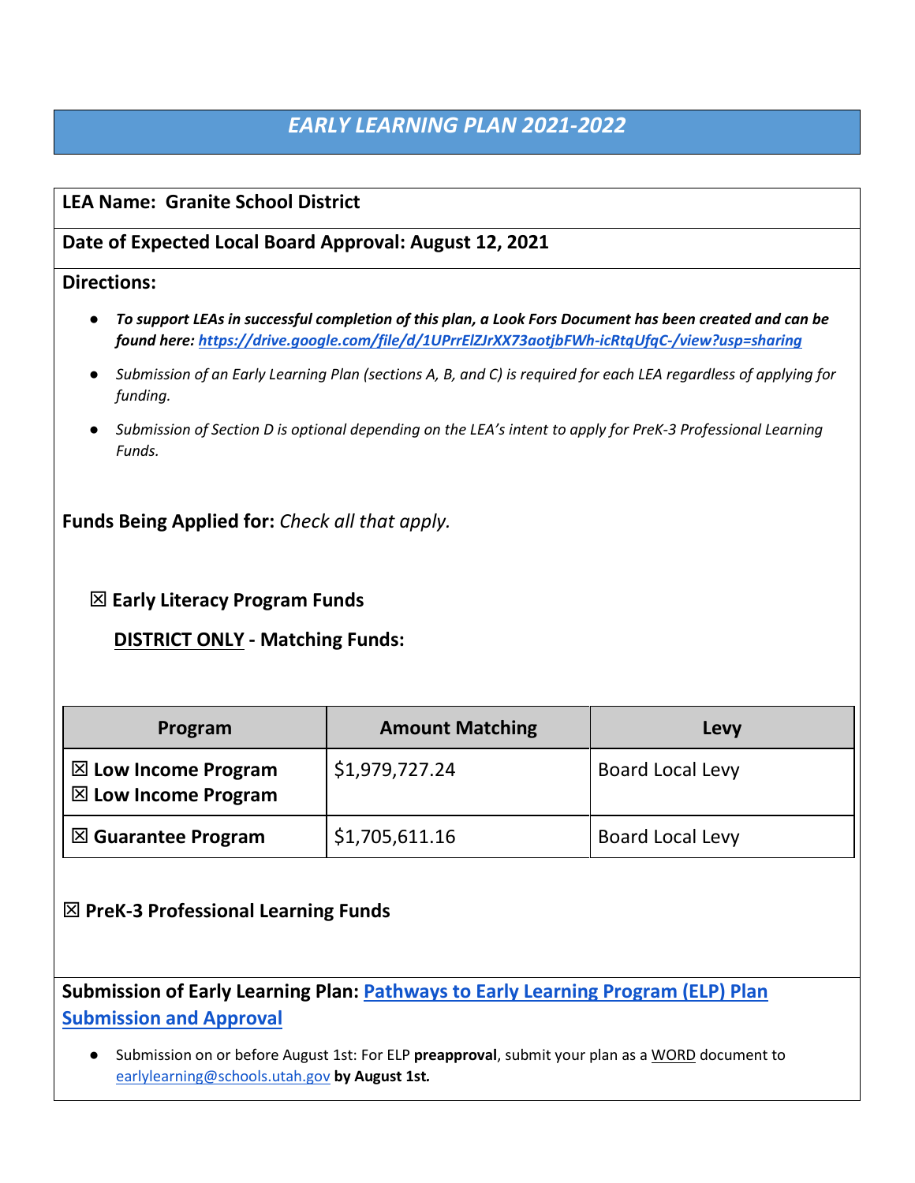# *EARLY LEARNING PLAN 2021-2022*

**LEA Name: Granite School District**

**Date of Expected Local Board Approval: August 12, 2021**

**Directions:**

- ***To support LEAs in successful completion of this plan, a Look Fors Document has been created and can be found here: https://drive.google.com/file/d/1UPrrElZJrXX73aotjbFWh-icRtqUfqC-/view?usp=sharing***
- *Submission of an Early Learning Plan (sections A, B, and C) is required for each LEA regardless of applying for funding.*
- *Submission of Section D is optional depending on the LEA's intent to apply for PreK-3 Professional Learning Funds.*

**Funds Being Applied for:** *Check all that apply.*

☒ **Early Literacy Program Funds**

**DISTRICT ONLY - Matching Funds:**

| Program | Amount Matching | Levy |
| --- | --- | --- |
| ☒ **Low Income Program** ☒ **Low Income Program** | $1,979,727.24 | Board Local Levy |
| ☒ **Guarantee Program** | $1,705,611.16 | Board Local Levy |

☒ **PreK-3 Professional Learning Funds**

**Submission of Early Learning Plan: Pathways to Early Learning Program (ELP) Plan Submission and Approval**

- Submission on or before August 1st: For ELP **preapproval**, submit your plan as a WORD document to earlylearning@schools.utah.gov **by August 1st.**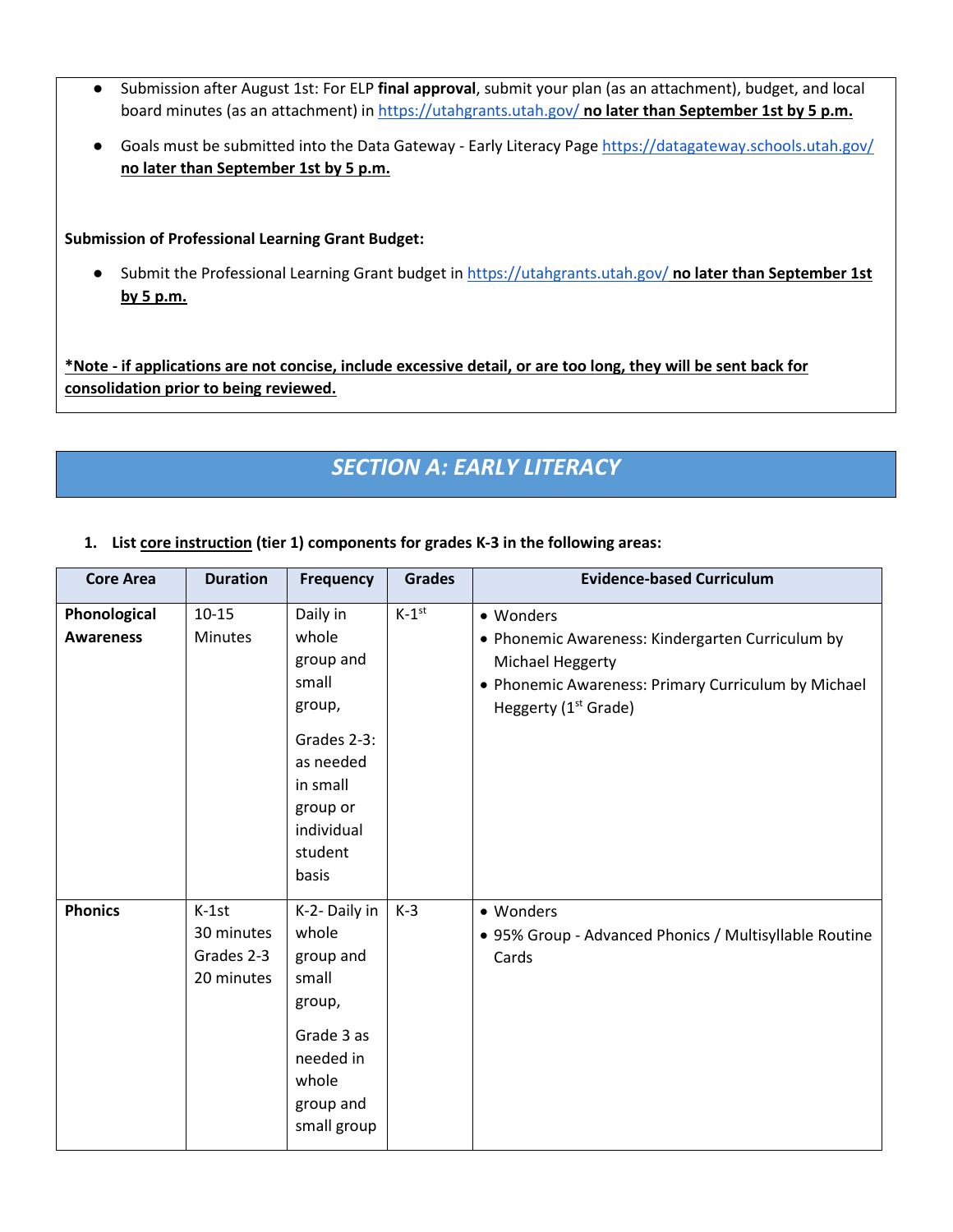- Submission after August 1st: For ELP **final approval**, submit your plan (as an attachment), budget, and local board minutes (as an attachment) in https://utahgrants.utah.gov/ **no later than September 1st by 5 p.m.**
- Goals must be submitted into the Data Gateway - Early Literacy Page https://datagateway.schools.utah.gov/ **no later than September 1st by 5 p.m.**

**Submission of Professional Learning Grant Budget:**

- Submit the Professional Learning Grant budget in https://utahgrants.utah.gov/ **no later than September 1st by 5 p.m.**

**\*Note - if applications are not concise, include excessive detail, or are too long, they will be sent back for consolidation prior to being reviewed.**

## SECTION A: EARLY LITERACY

1. **List core instruction (tier 1) components for grades K-3 in the following areas:**

| Core Area | Duration | Frequency | Grades | Evidence-based Curriculum |
|---|---|---|---|---|
| **Phonological Awareness** | 10-15 Minutes | Daily in whole group and small group,<br><br>Grades 2-3: as needed in small group or individual student basis | K-1st | • Wonders<br>• Phonemic Awareness: Kindergarten Curriculum by Michael Heggerty<br>• Phonemic Awareness: Primary Curriculum by Michael Heggerty (1st Grade) |
| **Phonics** | K-1st 30 minutes<br>Grades 2-3 20 minutes | K-2- Daily in whole group and small group,<br><br>Grade 3 as needed in whole group and small group | K-3 | • Wonders<br>• 95% Group - Advanced Phonics / Multisyllable Routine Cards |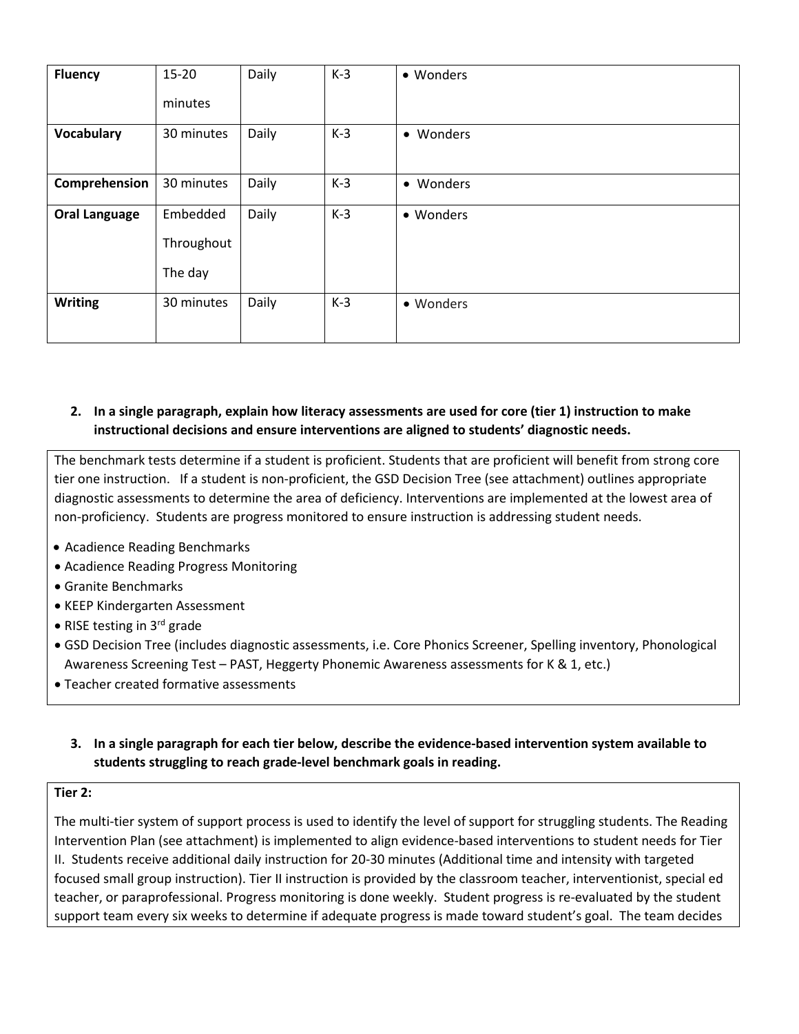| **Fluency** | 15-20 minutes | Daily | K-3 | • Wonders |
|---|---|---|---|---|
| **Vocabulary** | 30 minutes | Daily | K-3 | • Wonders |
| **Comprehension** | 30 minutes | Daily | K-3 | • Wonders |
| **Oral Language** | Embedded Throughout The day | Daily | K-3 | • Wonders |
| **Writing** | 30 minutes | Daily | K-3 | • Wonders |

**2. In a single paragraph, explain how literacy assessments are used for core (tier 1) instruction to make instructional decisions and ensure interventions are aligned to students' diagnostic needs.**

The benchmark tests determine if a student is proficient. Students that are proficient will benefit from strong core tier one instruction. If a student is non-proficient, the GSD Decision Tree (see attachment) outlines appropriate diagnostic assessments to determine the area of deficiency. Interventions are implemented at the lowest area of non-proficiency. Students are progress monitored to ensure instruction is addressing student needs.

- Acadience Reading Benchmarks
- Acadience Reading Progress Monitoring
- Granite Benchmarks
- KEEP Kindergarten Assessment
- RISE testing in 3rd grade
- GSD Decision Tree (includes diagnostic assessments, i.e. Core Phonics Screener, Spelling inventory, Phonological Awareness Screening Test – PAST, Heggerty Phonemic Awareness assessments for K & 1, etc.)
- Teacher created formative assessments

**3. In a single paragraph for each tier below, describe the evidence-based intervention system available to students struggling to reach grade-level benchmark goals in reading.**

**Tier 2:**

The multi-tier system of support process is used to identify the level of support for struggling students. The Reading Intervention Plan (see attachment) is implemented to align evidence-based interventions to student needs for Tier II. Students receive additional daily instruction for 20-30 minutes (Additional time and intensity with targeted focused small group instruction). Tier II instruction is provided by the classroom teacher, interventionist, special ed teacher, or paraprofessional. Progress monitoring is done weekly. Student progress is re-evaluated by the student support team every six weeks to determine if adequate progress is made toward student's goal. The team decides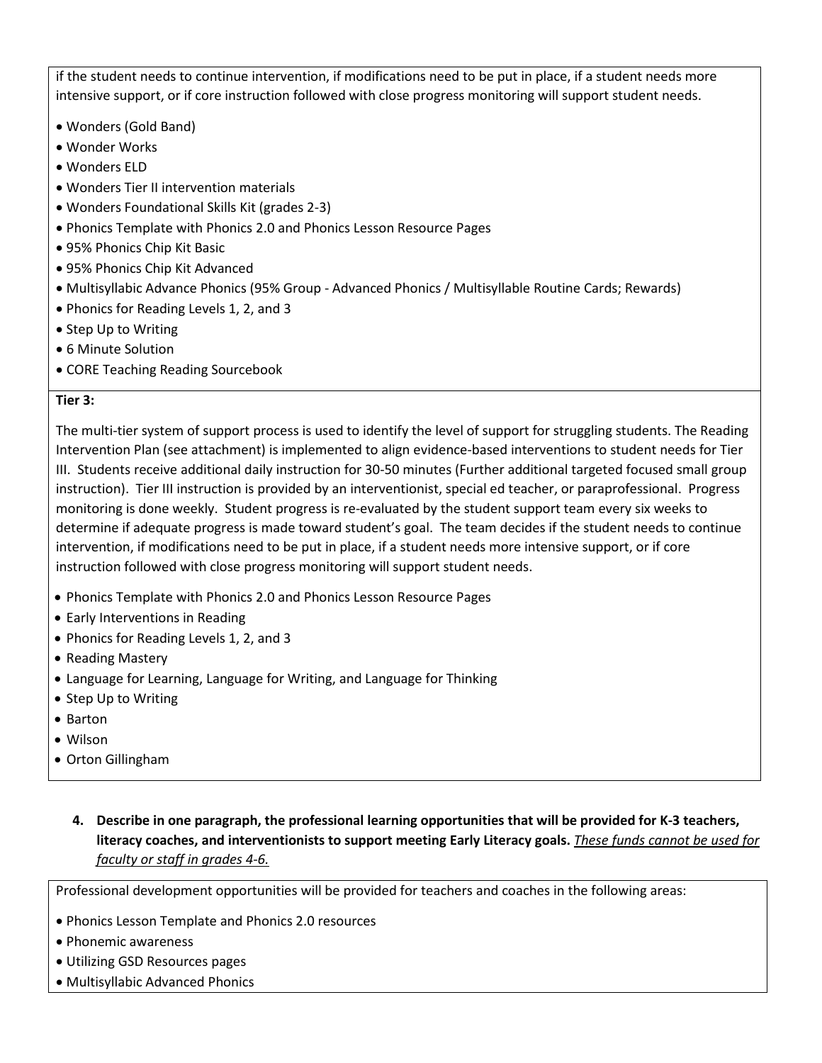if the student needs to continue intervention, if modifications need to be put in place, if a student needs more intensive support, or if core instruction followed with close progress monitoring will support student needs.

- Wonders (Gold Band)
- Wonder Works
- Wonders ELD
- Wonders Tier II intervention materials
- Wonders Foundational Skills Kit (grades 2-3)
- Phonics Template with Phonics 2.0 and Phonics Lesson Resource Pages
- 95% Phonics Chip Kit Basic
- 95% Phonics Chip Kit Advanced
- Multisyllabic Advance Phonics (95% Group - Advanced Phonics / Multisyllable Routine Cards; Rewards)
- Phonics for Reading Levels 1, 2, and 3
- Step Up to Writing
- 6 Minute Solution
- CORE Teaching Reading Sourcebook

**Tier 3:**

The multi-tier system of support process is used to identify the level of support for struggling students. The Reading Intervention Plan (see attachment) is implemented to align evidence-based interventions to student needs for Tier III. Students receive additional daily instruction for 30-50 minutes (Further additional targeted focused small group instruction). Tier III instruction is provided by an interventionist, special ed teacher, or paraprofessional. Progress monitoring is done weekly. Student progress is re-evaluated by the student support team every six weeks to determine if adequate progress is made toward student's goal. The team decides if the student needs to continue intervention, if modifications need to be put in place, if a student needs more intensive support, or if core instruction followed with close progress monitoring will support student needs.

- Phonics Template with Phonics 2.0 and Phonics Lesson Resource Pages
- Early Interventions in Reading
- Phonics for Reading Levels 1, 2, and 3
- Reading Mastery
- Language for Learning, Language for Writing, and Language for Thinking
- Step Up to Writing
- Barton
- Wilson
- Orton Gillingham

4. **Describe in one paragraph, the professional learning opportunities that will be provided for K-3 teachers, literacy coaches, and interventionists to support meeting Early Literacy goals.** *These funds cannot be used for faculty or staff in grades 4-6.*

Professional development opportunities will be provided for teachers and coaches in the following areas:

- Phonics Lesson Template and Phonics 2.0 resources
- Phonemic awareness
- Utilizing GSD Resources pages
- Multisyllabic Advanced Phonics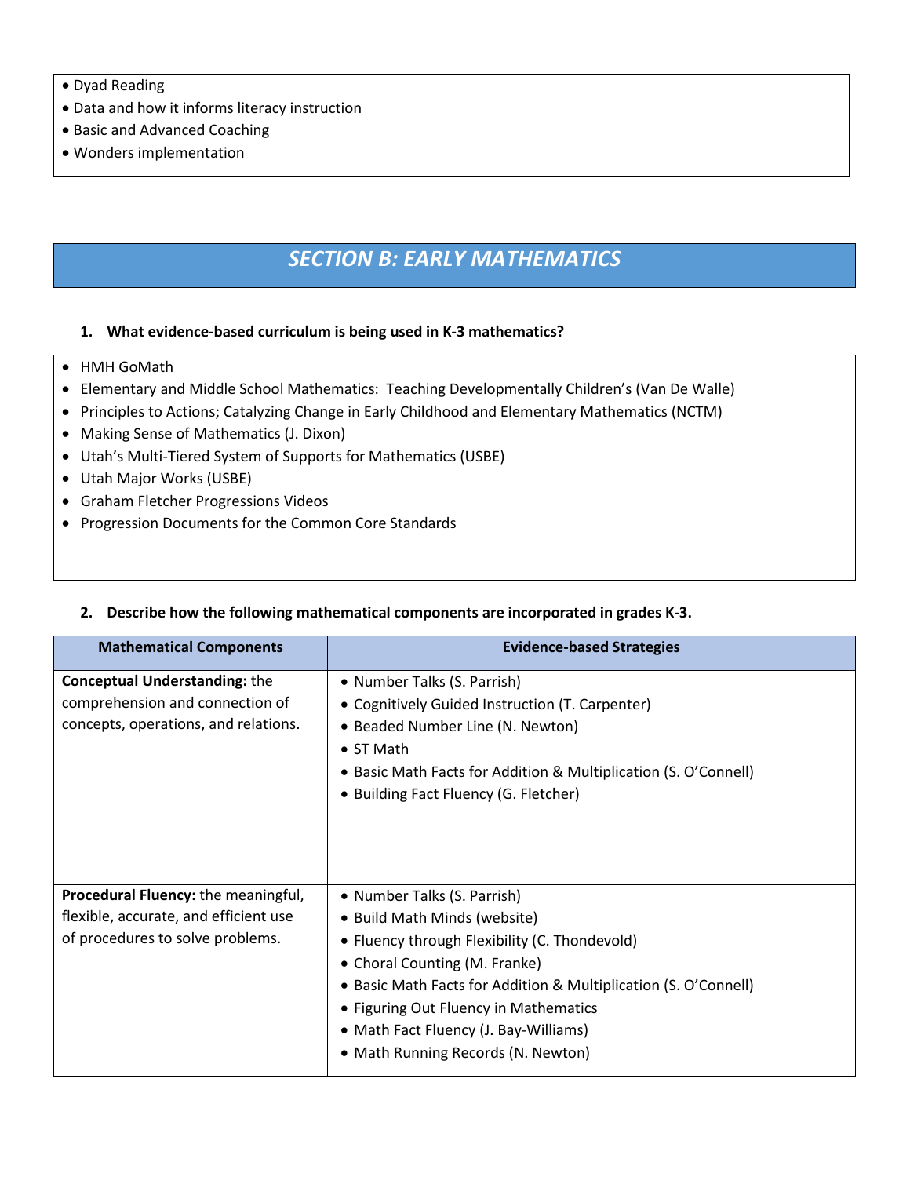- Dyad Reading
- Data and how it informs literacy instruction
- Basic and Advanced Coaching
- Wonders implementation

## SECTION B: EARLY MATHEMATICS

**1. What evidence-based curriculum is being used in K-3 mathematics?**

- HMH GoMath
- Elementary and Middle School Mathematics: Teaching Developmentally Children's (Van De Walle)
- Principles to Actions; Catalyzing Change in Early Childhood and Elementary Mathematics (NCTM)
- Making Sense of Mathematics (J. Dixon)
- Utah's Multi-Tiered System of Supports for Mathematics (USBE)
- Utah Major Works (USBE)
- Graham Fletcher Progressions Videos
- Progression Documents for the Common Core Standards

**2. Describe how the following mathematical components are incorporated in grades K-3.**

| Mathematical Components | Evidence-based Strategies |
|---|---|
| **Conceptual Understanding:** the comprehension and connection of concepts, operations, and relations. | • Number Talks (S. Parrish)<br>• Cognitively Guided Instruction (T. Carpenter)<br>• Beaded Number Line (N. Newton)<br>• ST Math<br>• Basic Math Facts for Addition & Multiplication (S. O'Connell)<br>• Building Fact Fluency (G. Fletcher) |
| **Procedural Fluency:** the meaningful, flexible, accurate, and efficient use of procedures to solve problems. | • Number Talks (S. Parrish)<br>• Build Math Minds (website)<br>• Fluency through Flexibility (C. Thondevold)<br>• Choral Counting (M. Franke)<br>• Basic Math Facts for Addition & Multiplication (S. O'Connell)<br>• Figuring Out Fluency in Mathematics<br>• Math Fact Fluency (J. Bay-Williams)<br>• Math Running Records (N. Newton) |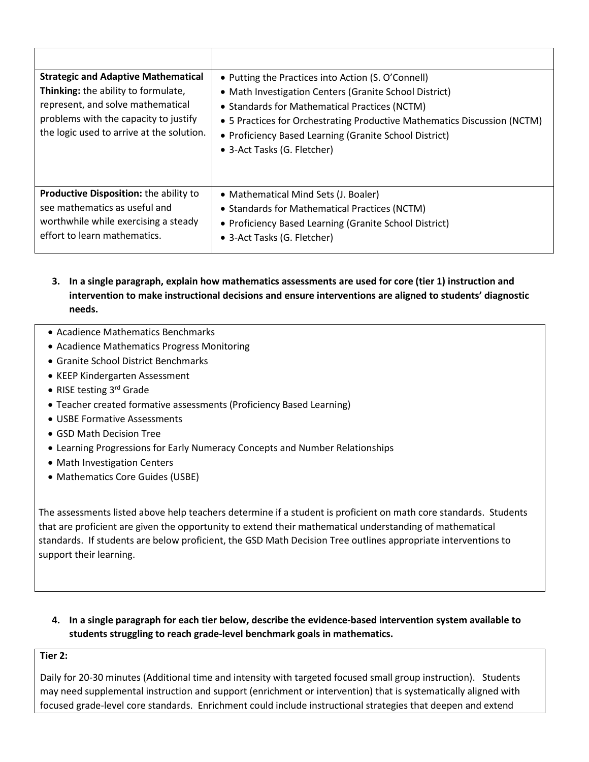| | |
|---|---|
| **Strategic and Adaptive Mathematical Thinking:** the ability to formulate, represent, and solve mathematical problems with the capacity to justify the logic used to arrive at the solution. | • Putting the Practices into Action (S. O'Connell)<br>• Math Investigation Centers (Granite School District)<br>• Standards for Mathematical Practices (NCTM)<br>• 5 Practices for Orchestrating Productive Mathematics Discussion (NCTM)<br>• Proficiency Based Learning (Granite School District)<br>• 3-Act Tasks (G. Fletcher) |
| **Productive Disposition:** the ability to see mathematics as useful and worthwhile while exercising a steady effort to learn mathematics. | • Mathematical Mind Sets (J. Boaler)<br>• Standards for Mathematical Practices (NCTM)<br>• Proficiency Based Learning (Granite School District)<br>• 3-Act Tasks (G. Fletcher) |

3. **In a single paragraph, explain how mathematics assessments are used for core (tier 1) instruction and intervention to make instructional decisions and ensure interventions are aligned to students' diagnostic needs.**

- Acadience Mathematics Benchmarks
- Acadience Mathematics Progress Monitoring
- Granite School District Benchmarks
- KEEP Kindergarten Assessment
- RISE testing 3rd Grade
- Teacher created formative assessments (Proficiency Based Learning)
- USBE Formative Assessments
- GSD Math Decision Tree
- Learning Progressions for Early Numeracy Concepts and Number Relationships
- Math Investigation Centers
- Mathematics Core Guides (USBE)

The assessments listed above help teachers determine if a student is proficient on math core standards. Students that are proficient are given the opportunity to extend their mathematical understanding of mathematical standards. If students are below proficient, the GSD Math Decision Tree outlines appropriate interventions to support their learning.

4. **In a single paragraph for each tier below, describe the evidence-based intervention system available to students struggling to reach grade-level benchmark goals in mathematics.**

**Tier 2:**

Daily for 20-30 minutes (Additional time and intensity with targeted focused small group instruction). Students may need supplemental instruction and support (enrichment or intervention) that is systematically aligned with focused grade-level core standards. Enrichment could include instructional strategies that deepen and extend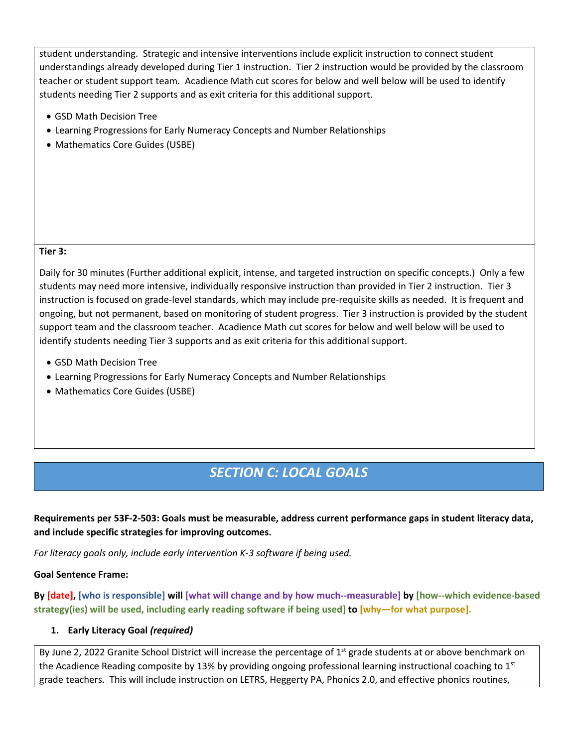student understanding. Strategic and intensive interventions include explicit instruction to connect student understandings already developed during Tier 1 instruction. Tier 2 instruction would be provided by the classroom teacher or student support team. Acadience Math cut scores for below and well below will be used to identify students needing Tier 2 supports and as exit criteria for this additional support.

- GSD Math Decision Tree
- Learning Progressions for Early Numeracy Concepts and Number Relationships
- Mathematics Core Guides (USBE)

**Tier 3:**

Daily for 30 minutes (Further additional explicit, intense, and targeted instruction on specific concepts.) Only a few students may need more intensive, individually responsive instruction than provided in Tier 2 instruction. Tier 3 instruction is focused on grade-level standards, which may include pre-requisite skills as needed. It is frequent and ongoing, but not permanent, based on monitoring of student progress. Tier 3 instruction is provided by the student support team and the classroom teacher. Acadience Math cut scores for below and well below will be used to identify students needing Tier 3 supports and as exit criteria for this additional support.

- GSD Math Decision Tree
- Learning Progressions for Early Numeracy Concepts and Number Relationships
- Mathematics Core Guides (USBE)

## *SECTION C: LOCAL GOALS*

**Requirements per 53F-2-503: Goals must be measurable, address current performance gaps in student literacy data, and include specific strategies for improving outcomes.**

*For literacy goals only, include early intervention K-3 software if being used.*

**Goal Sentence Frame:**

**By [date], [who is responsible] will [what will change and by how much--measurable] by [how--which evidence-based strategy(ies) will be used, including early reading software if being used] to [why—for what purpose].**

1. **Early Literacy Goal *(required)***

By June 2, 2022 Granite School District will increase the percentage of 1st grade students at or above benchmark on the Acadience Reading composite by 13% by providing ongoing professional learning instructional coaching to 1st grade teachers. This will include instruction on LETRS, Heggerty PA, Phonics 2.0, and effective phonics routines,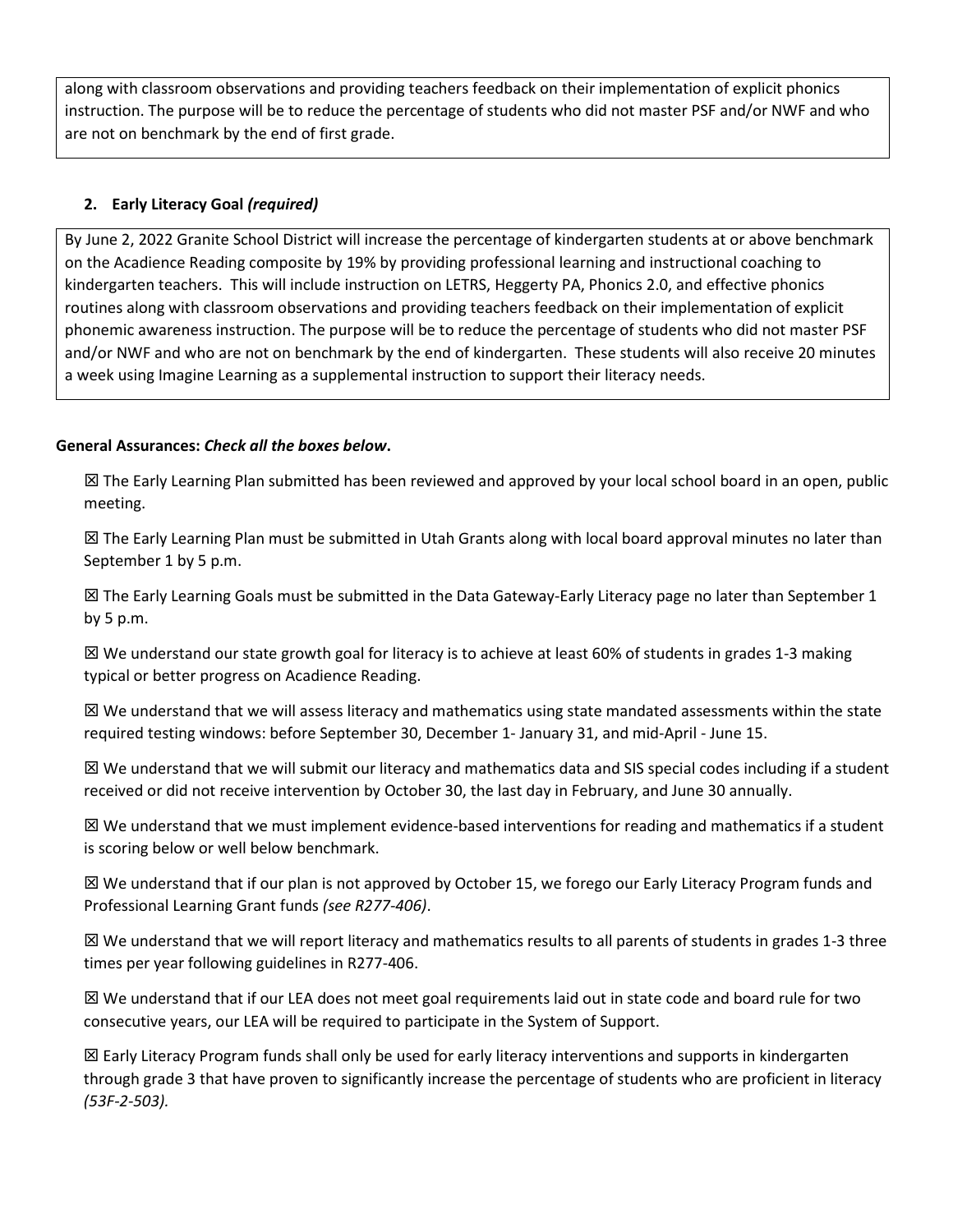along with classroom observations and providing teachers feedback on their implementation of explicit phonics instruction. The purpose will be to reduce the percentage of students who did not master PSF and/or NWF and who are not on benchmark by the end of first grade.

**2. Early Literacy Goal *(required)***

By June 2, 2022 Granite School District will increase the percentage of kindergarten students at or above benchmark on the Acadience Reading composite by 19% by providing professional learning and instructional coaching to kindergarten teachers. This will include instruction on LETRS, Heggerty PA, Phonics 2.0, and effective phonics routines along with classroom observations and providing teachers feedback on their implementation of explicit phonemic awareness instruction. The purpose will be to reduce the percentage of students who did not master PSF and/or NWF and who are not on benchmark by the end of kindergarten. These students will also receive 20 minutes a week using Imagine Learning as a supplemental instruction to support their literacy needs.

**General Assurances: *Check all the boxes below*.**

☒ The Early Learning Plan submitted has been reviewed and approved by your local school board in an open, public meeting.

☒ The Early Learning Plan must be submitted in Utah Grants along with local board approval minutes no later than September 1 by 5 p.m.

☒ The Early Learning Goals must be submitted in the Data Gateway-Early Literacy page no later than September 1 by 5 p.m.

☒ We understand our state growth goal for literacy is to achieve at least 60% of students in grades 1-3 making typical or better progress on Acadience Reading.

☒ We understand that we will assess literacy and mathematics using state mandated assessments within the state required testing windows: before September 30, December 1- January 31, and mid-April - June 15.

☒ We understand that we will submit our literacy and mathematics data and SIS special codes including if a student received or did not receive intervention by October 30, the last day in February, and June 30 annually.

☒ We understand that we must implement evidence-based interventions for reading and mathematics if a student is scoring below or well below benchmark.

☒ We understand that if our plan is not approved by October 15, we forego our Early Literacy Program funds and Professional Learning Grant funds *(see R277-406)*.

☒ We understand that we will report literacy and mathematics results to all parents of students in grades 1-3 three times per year following guidelines in R277-406.

☒ We understand that if our LEA does not meet goal requirements laid out in state code and board rule for two consecutive years, our LEA will be required to participate in the System of Support.

☒ Early Literacy Program funds shall only be used for early literacy interventions and supports in kindergarten through grade 3 that have proven to significantly increase the percentage of students who are proficient in literacy *(53F-2-503)*.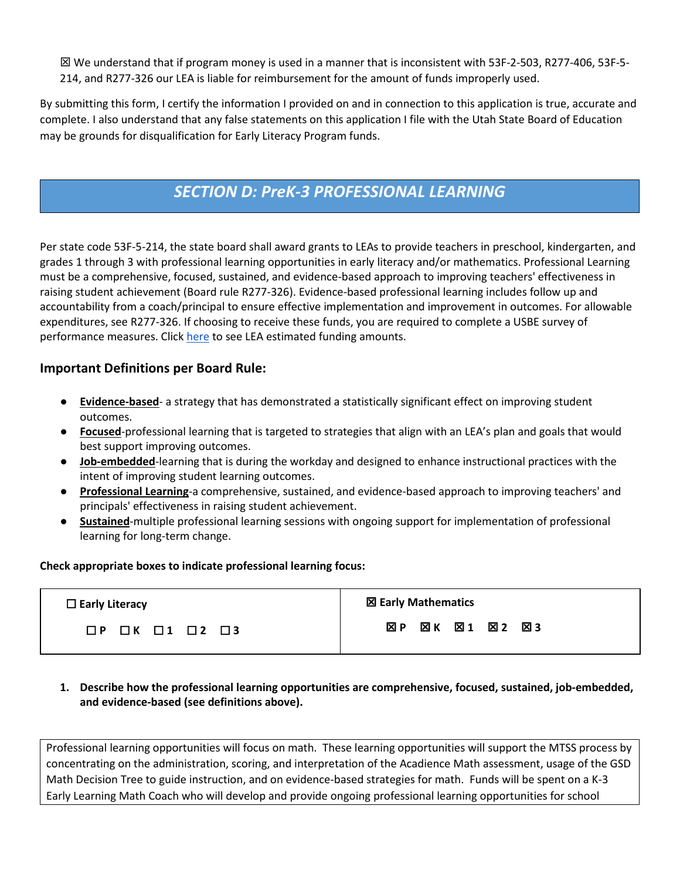☒ We understand that if program money is used in a manner that is inconsistent with 53F-2-503, R277-406, 53F-5-214, and R277-326 our LEA is liable for reimbursement for the amount of funds improperly used.

By submitting this form, I certify the information I provided on and in connection to this application is true, accurate and complete. I also understand that any false statements on this application I file with the Utah State Board of Education may be grounds for disqualification for Early Literacy Program funds.

## *SECTION D: PreK-3 PROFESSIONAL LEARNING*

Per state code 53F-5-214, the state board shall award grants to LEAs to provide teachers in preschool, kindergarten, and grades 1 through 3 with professional learning opportunities in early literacy and/or mathematics. Professional Learning must be a comprehensive, focused, sustained, and evidence-based approach to improving teachers' effectiveness in raising student achievement (Board rule R277-326). Evidence-based professional learning includes follow up and accountability from a coach/principal to ensure effective implementation and improvement in outcomes. For allowable expenditures, see R277-326. If choosing to receive these funds, you are required to complete a USBE survey of performance measures. Click here to see LEA estimated funding amounts.

### Important Definitions per Board Rule:

- **Evidence-based**- a strategy that has demonstrated a statistically significant effect on improving student outcomes.
- **Focused**-professional learning that is targeted to strategies that align with an LEA's plan and goals that would best support improving outcomes.
- **Job-embedded**-learning that is during the workday and designed to enhance instructional practices with the intent of improving student learning outcomes.
- **Professional Learning**-a comprehensive, sustained, and evidence-based approach to improving teachers' and principals' effectiveness in raising student achievement.
- **Sustained**-multiple professional learning sessions with ongoing support for implementation of professional learning for long-term change.

**Check appropriate boxes to indicate professional learning focus:**

| ☐ **Early Literacy** | ☒ **Early Mathematics** |
|---|---|
| ☐ **P** ☐ **K** ☐ **1** ☐ **2** ☐ **3** | ☒ **P** ☒ **K** ☒ **1** ☒ **2** ☒ **3** |

1. **Describe how the professional learning opportunities are comprehensive, focused, sustained, job-embedded, and evidence-based (see definitions above).**

Professional learning opportunities will focus on math. These learning opportunities will support the MTSS process by concentrating on the administration, scoring, and interpretation of the Acadience Math assessment, usage of the GSD Math Decision Tree to guide instruction, and on evidence-based strategies for math. Funds will be spent on a K-3 Early Learning Math Coach who will develop and provide ongoing professional learning opportunities for school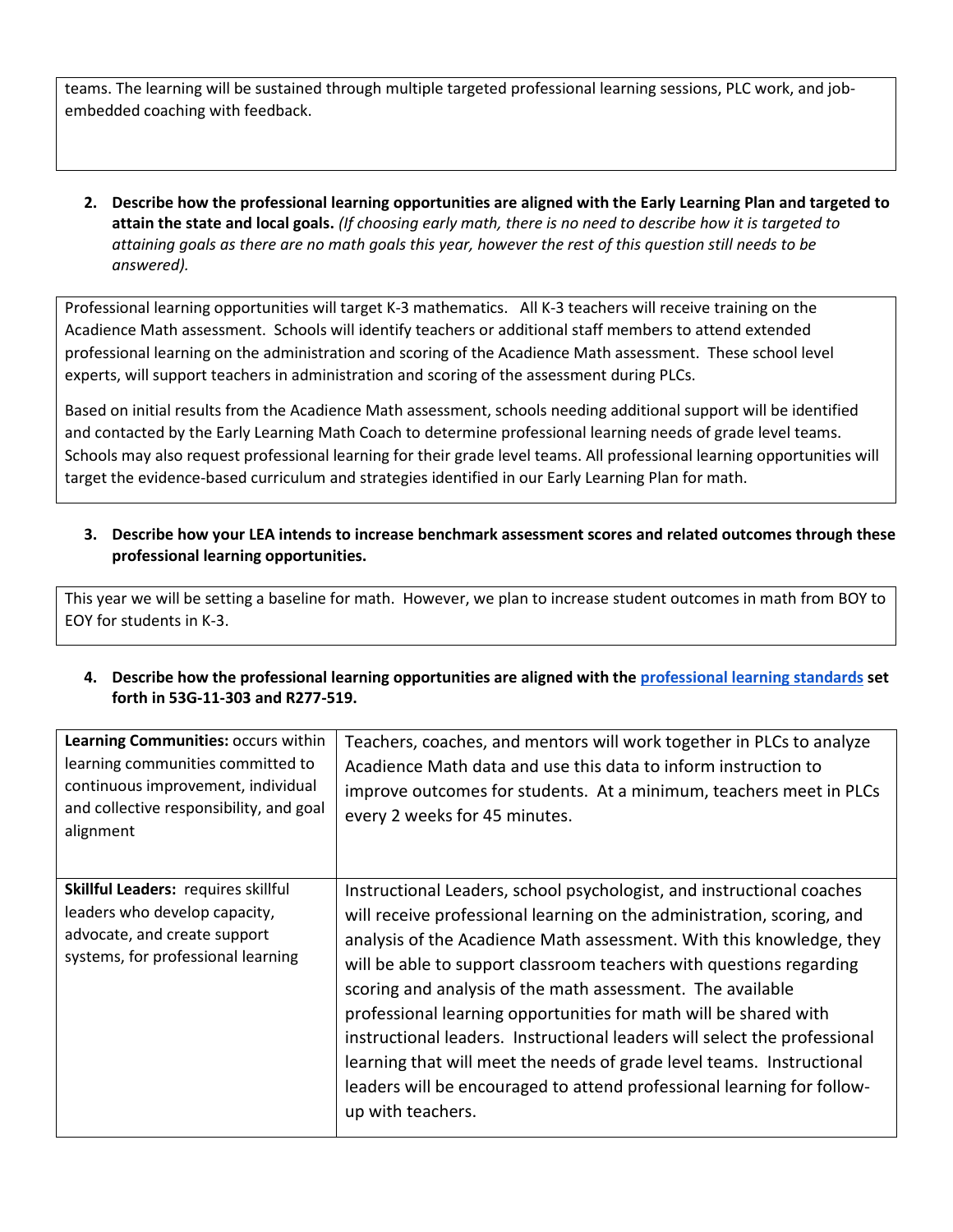teams. The learning will be sustained through multiple targeted professional learning sessions, PLC work, and job-embedded coaching with feedback.

2. **Describe how the professional learning opportunities are aligned with the Early Learning Plan and targeted to attain the state and local goals.** *(If choosing early math, there is no need to describe how it is targeted to attaining goals as there are no math goals this year, however the rest of this question still needs to be answered).*

Professional learning opportunities will target K-3 mathematics. All K-3 teachers will receive training on the Acadience Math assessment. Schools will identify teachers or additional staff members to attend extended professional learning on the administration and scoring of the Acadience Math assessment. These school level experts, will support teachers in administration and scoring of the assessment during PLCs.

Based on initial results from the Acadience Math assessment, schools needing additional support will be identified and contacted by the Early Learning Math Coach to determine professional learning needs of grade level teams. Schools may also request professional learning for their grade level teams. All professional learning opportunities will target the evidence-based curriculum and strategies identified in our Early Learning Plan for math.

3. **Describe how your LEA intends to increase benchmark assessment scores and related outcomes through these professional learning opportunities.**

This year we will be setting a baseline for math. However, we plan to increase student outcomes in math from BOY to EOY for students in K-3.

4. **Describe how the professional learning opportunities are aligned with the professional learning standards set forth in 53G-11-303 and R277-519.**

| | |
|---|---|
| **Learning Communities:** occurs within learning communities committed to continuous improvement, individual and collective responsibility, and goal alignment | Teachers, coaches, and mentors will work together in PLCs to analyze Acadience Math data and use this data to inform instruction to improve outcomes for students. At a minimum, teachers meet in PLCs every 2 weeks for 45 minutes. |
| **Skillful Leaders:** requires skillful leaders who develop capacity, advocate, and create support systems, for professional learning | Instructional Leaders, school psychologist, and instructional coaches will receive professional learning on the administration, scoring, and analysis of the Acadience Math assessment. With this knowledge, they will be able to support classroom teachers with questions regarding scoring and analysis of the math assessment. The available professional learning opportunities for math will be shared with instructional leaders. Instructional leaders will select the professional learning that will meet the needs of grade level teams. Instructional leaders will be encouraged to attend professional learning for follow-up with teachers. |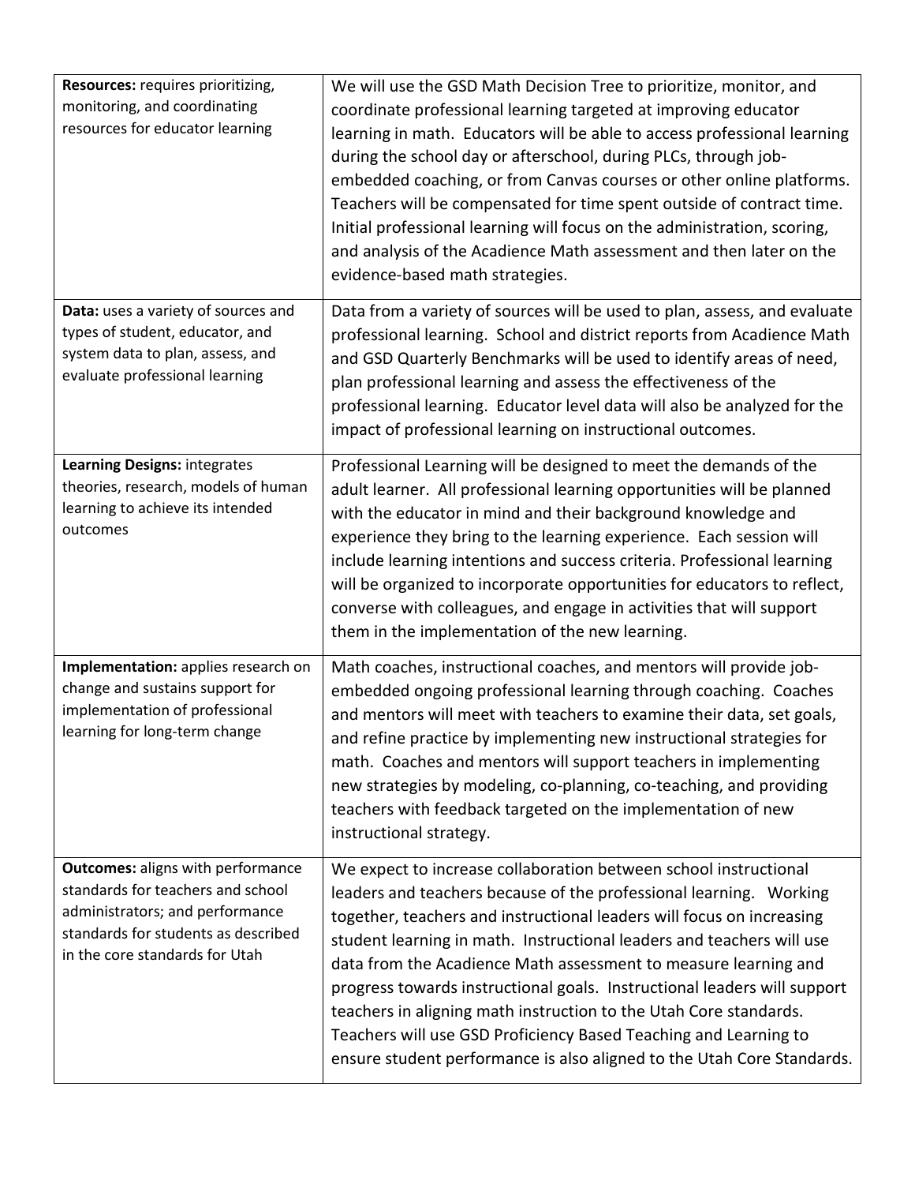| | |
|---|---|
| **Resources:** requires prioritizing, monitoring, and coordinating resources for educator learning | We will use the GSD Math Decision Tree to prioritize, monitor, and coordinate professional learning targeted at improving educator learning in math. Educators will be able to access professional learning during the school day or afterschool, during PLCs, through job-embedded coaching, or from Canvas courses or other online platforms. Teachers will be compensated for time spent outside of contract time. Initial professional learning will focus on the administration, scoring, and analysis of the Acadience Math assessment and then later on the evidence-based math strategies. |
| **Data:** uses a variety of sources and types of student, educator, and system data to plan, assess, and evaluate professional learning | Data from a variety of sources will be used to plan, assess, and evaluate professional learning. School and district reports from Acadience Math and GSD Quarterly Benchmarks will be used to identify areas of need, plan professional learning and assess the effectiveness of the professional learning. Educator level data will also be analyzed for the impact of professional learning on instructional outcomes. |
| **Learning Designs:** integrates theories, research, models of human learning to achieve its intended outcomes | Professional Learning will be designed to meet the demands of the adult learner. All professional learning opportunities will be planned with the educator in mind and their background knowledge and experience they bring to the learning experience. Each session will include learning intentions and success criteria. Professional learning will be organized to incorporate opportunities for educators to reflect, converse with colleagues, and engage in activities that will support them in the implementation of the new learning. |
| **Implementation:** applies research on change and sustains support for implementation of professional learning for long-term change | Math coaches, instructional coaches, and mentors will provide job-embedded ongoing professional learning through coaching. Coaches and mentors will meet with teachers to examine their data, set goals, and refine practice by implementing new instructional strategies for math. Coaches and mentors will support teachers in implementing new strategies by modeling, co-planning, co-teaching, and providing teachers with feedback targeted on the implementation of new instructional strategy. |
| **Outcomes:** aligns with performance standards for teachers and school administrators; and performance standards for students as described in the core standards for Utah | We expect to increase collaboration between school instructional leaders and teachers because of the professional learning. Working together, teachers and instructional leaders will focus on increasing student learning in math. Instructional leaders and teachers will use data from the Acadience Math assessment to measure learning and progress towards instructional goals. Instructional leaders will support teachers in aligning math instruction to the Utah Core standards. Teachers will use GSD Proficiency Based Teaching and Learning to ensure student performance is also aligned to the Utah Core Standards. |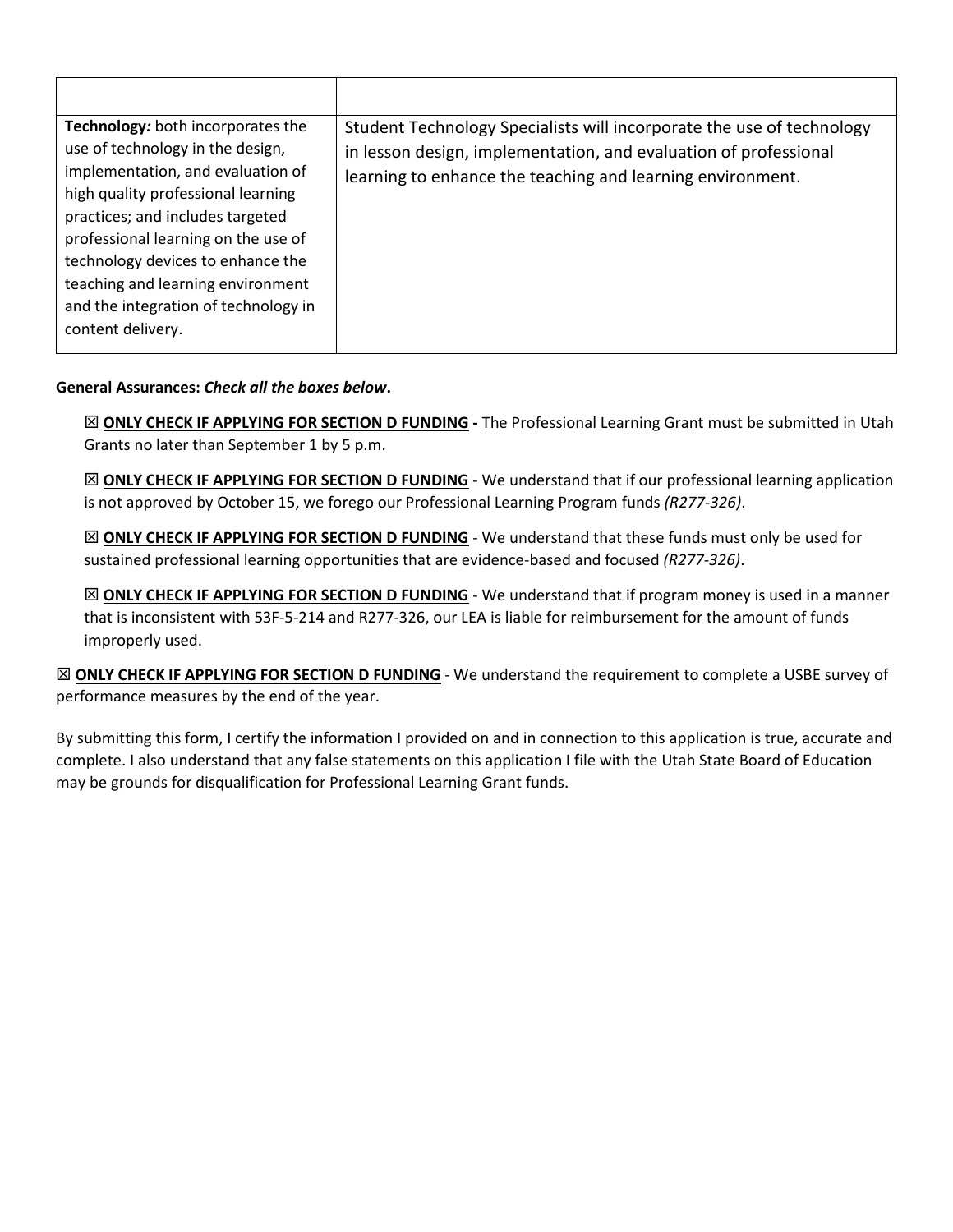| | |
|---|---|
| **Technology***:* both incorporates the use of technology in the design, implementation, and evaluation of high quality professional learning practices; and includes targeted professional learning on the use of technology devices to enhance the teaching and learning environment and the integration of technology in content delivery. | Student Technology Specialists will incorporate the use of technology in lesson design, implementation, and evaluation of professional learning to enhance the teaching and learning environment. |

**General Assurances:** ***Check all the boxes below*****.**

☒ **ONLY CHECK IF APPLYING FOR SECTION D FUNDING -** The Professional Learning Grant must be submitted in Utah Grants no later than September 1 by 5 p.m.

☒ **ONLY CHECK IF APPLYING FOR SECTION D FUNDING** - We understand that if our professional learning application is not approved by October 15, we forego our Professional Learning Program funds *(R277-326)*.

☒ **ONLY CHECK IF APPLYING FOR SECTION D FUNDING** - We understand that these funds must only be used for sustained professional learning opportunities that are evidence-based and focused *(R277-326)*.

☒ **ONLY CHECK IF APPLYING FOR SECTION D FUNDING** - We understand that if program money is used in a manner that is inconsistent with 53F-5-214 and R277-326, our LEA is liable for reimbursement for the amount of funds improperly used.

☒ **ONLY CHECK IF APPLYING FOR SECTION D FUNDING** - We understand the requirement to complete a USBE survey of performance measures by the end of the year.

By submitting this form, I certify the information I provided on and in connection to this application is true, accurate and complete. I also understand that any false statements on this application I file with the Utah State Board of Education may be grounds for disqualification for Professional Learning Grant funds.